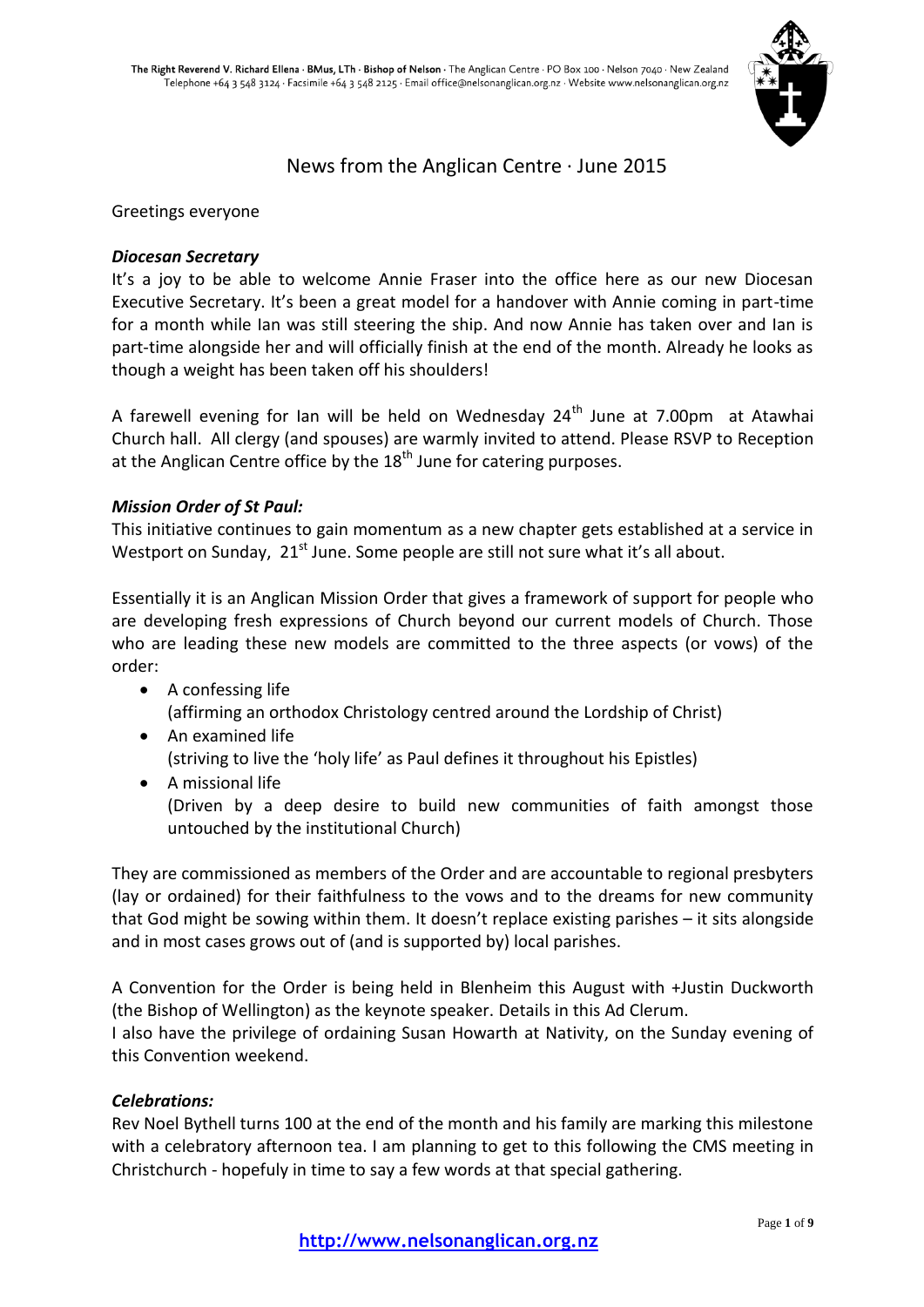The Right Reverend V. Richard Ellena · BMus, LTh · Bishop of Nelson · The Anglican Centre · PO Box 100 · Nelson 7040 · New Zealand
Telephone +64 3 548 3124 · Facsimile +64 3 548 2125 · Email office@nelsonanglican.org.nz · Website www.nelsonanglican.org.nz

# News from the Anglican Centre · June 2015

Greetings everyone

### *Diocesan Secretary*

It's a joy to be able to welcome Annie Fraser into the office here as our new Diocesan Executive Secretary. It's been a great model for a handover with Annie coming in part-time for a month while Ian was still steering the ship. And now Annie has taken over and Ian is part-time alongside her and will officially finish at the end of the month. Already he looks as though a weight has been taken off his shoulders!

A farewell evening for Ian will be held on Wednesday 24th June at 7.00pm at Atawhai Church hall. All clergy (and spouses) are warmly invited to attend. Please RSVP to Reception at the Anglican Centre office by the 18th June for catering purposes.

### *Mission Order of St Paul:*

This initiative continues to gain momentum as a new chapter gets established at a service in Westport on Sunday, 21st June. Some people are still not sure what it's all about.

Essentially it is an Anglican Mission Order that gives a framework of support for people who are developing fresh expressions of Church beyond our current models of Church. Those who are leading these new models are committed to the three aspects (or vows) of the order:

- A confessing life
  (affirming an orthodox Christology centred around the Lordship of Christ)
- An examined life
  (striving to live the 'holy life' as Paul defines it throughout his Epistles)
- A missional life
  (Driven by a deep desire to build new communities of faith amongst those untouched by the institutional Church)

They are commissioned as members of the Order and are accountable to regional presbyters (lay or ordained) for their faithfulness to the vows and to the dreams for new community that God might be sowing within them. It doesn't replace existing parishes – it sits alongside and in most cases grows out of (and is supported by) local parishes.

A Convention for the Order is being held in Blenheim this August with +Justin Duckworth (the Bishop of Wellington) as the keynote speaker. Details in this Ad Clerum.
I also have the privilege of ordaining Susan Howarth at Nativity, on the Sunday evening of this Convention weekend.

### *Celebrations:*

Rev Noel Bythell turns 100 at the end of the month and his family are marking this milestone with a celebratory afternoon tea. I am planning to get to this following the CMS meeting in Christchurch - hopefully in time to say a few words at that special gathering.

http://www.nelsonanglican.org.nz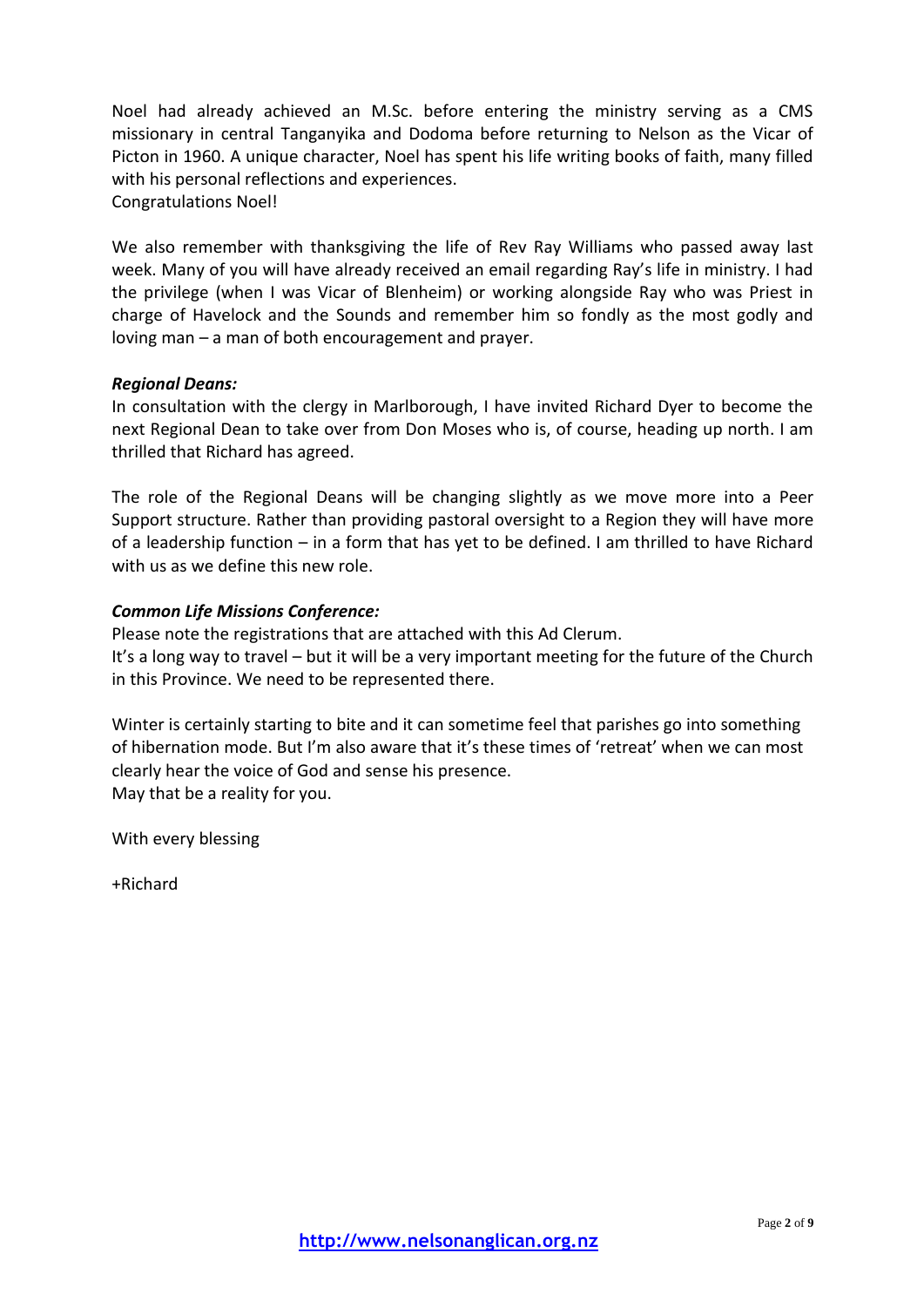Noel had already achieved an M.Sc. before entering the ministry serving as a CMS missionary in central Tanganyika and Dodoma before returning to Nelson as the Vicar of Picton in 1960. A unique character, Noel has spent his life writing books of faith, many filled with his personal reflections and experiences.
Congratulations Noel!

We also remember with thanksgiving the life of Rev Ray Williams who passed away last week. Many of you will have already received an email regarding Ray's life in ministry. I had the privilege (when I was Vicar of Blenheim) or working alongside Ray who was Priest in charge of Havelock and the Sounds and remember him so fondly as the most godly and loving man – a man of both encouragement and prayer.

***Regional Deans:***
In consultation with the clergy in Marlborough, I have invited Richard Dyer to become the next Regional Dean to take over from Don Moses who is, of course, heading up north. I am thrilled that Richard has agreed.

The role of the Regional Deans will be changing slightly as we move more into a Peer Support structure. Rather than providing pastoral oversight to a Region they will have more of a leadership function – in a form that has yet to be defined. I am thrilled to have Richard with us as we define this new role.

***Common Life Missions Conference:***
Please note the registrations that are attached with this Ad Clerum.
It's a long way to travel – but it will be a very important meeting for the future of the Church in this Province. We need to be represented there.

Winter is certainly starting to bite and it can sometime feel that parishes go into something of hibernation mode. But I'm also aware that it's these times of 'retreat' when we can most clearly hear the voice of God and sense his presence.
May that be a reality for you.

With every blessing

+Richard

http://www.nelsonanglican.org.nz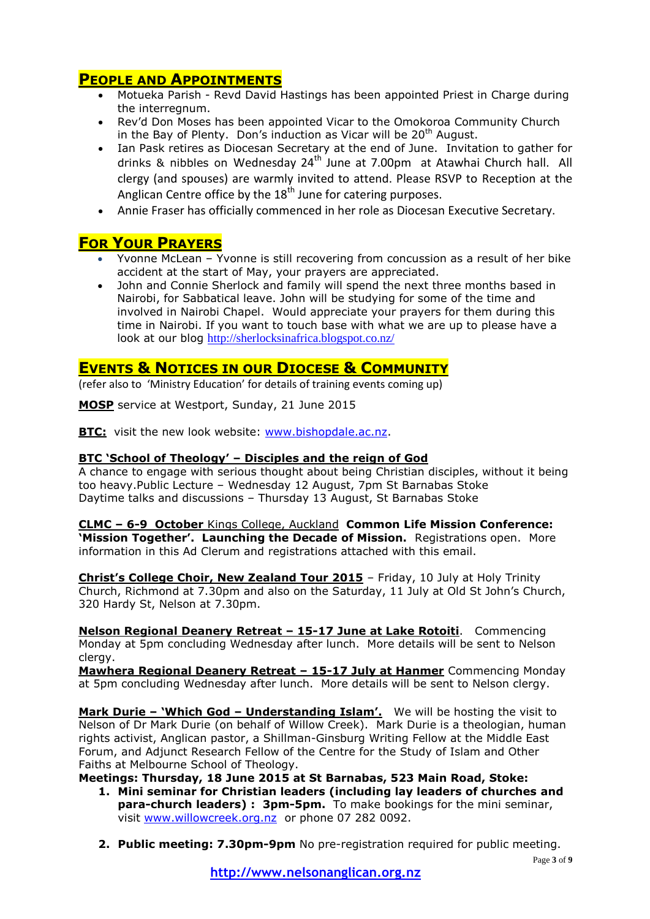## PEOPLE AND APPOINTMENTS

- Motueka Parish - Revd David Hastings has been appointed Priest in Charge during the interregnum.
- Rev'd Don Moses has been appointed Vicar to the Omokoroa Community Church in the Bay of Plenty. Don's induction as Vicar will be 20th August.
- Ian Pask retires as Diocesan Secretary at the end of June. Invitation to gather for drinks & nibbles on Wednesday 24th June at 7.00pm at Atawhai Church hall. All clergy (and spouses) are warmly invited to attend. Please RSVP to Reception at the Anglican Centre office by the 18th June for catering purposes.
- Annie Fraser has officially commenced in her role as Diocesan Executive Secretary.

## FOR YOUR PRAYERS

- Yvonne McLean – Yvonne is still recovering from concussion as a result of her bike accident at the start of May, your prayers are appreciated.
- John and Connie Sherlock and family will spend the next three months based in Nairobi, for Sabbatical leave. John will be studying for some of the time and involved in Nairobi Chapel. Would appreciate your prayers for them during this time in Nairobi. If you want to touch base with what we are up to please have a look at our blog http://sherlocksinafrica.blogspot.co.nz/

## EVENTS & NOTICES IN OUR DIOCESE & COMMUNITY

(refer also to 'Ministry Education' for details of training events coming up)

**MOSP** service at Westport, Sunday, 21 June 2015

**BTC:** visit the new look website: www.bishopdale.ac.nz.

**BTC 'School of Theology' – Disciples and the reign of God**
A chance to engage with serious thought about being Christian disciples, without it being too heavy.Public Lecture – Wednesday 12 August, 7pm St Barnabas Stoke
Daytime talks and discussions – Thursday 13 August, St Barnabas Stoke

**CLMC – 6-9 October** Kings College, Auckland **Common Life Mission Conference: 'Mission Together'. Launching the Decade of Mission.** Registrations open. More information in this Ad Clerum and registrations attached with this email.

**Christ's College Choir, New Zealand Tour 2015** – Friday, 10 July at Holy Trinity Church, Richmond at 7.30pm and also on the Saturday, 11 July at Old St John's Church, 320 Hardy St, Nelson at 7.30pm.

**Nelson Regional Deanery Retreat – 15-17 June at Lake Rotoiti**. Commencing Monday at 5pm concluding Wednesday after lunch. More details will be sent to Nelson clergy.
**Mawhera Regional Deanery Retreat – 15-17 July at Hanmer** Commencing Monday at 5pm concluding Wednesday after lunch. More details will be sent to Nelson clergy.

**Mark Durie – 'Which God – Understanding Islam'.** We will be hosting the visit to Nelson of Dr Mark Durie (on behalf of Willow Creek). Mark Durie is a theologian, human rights activist, Anglican pastor, a Shillman-Ginsburg Writing Fellow at the Middle East Forum, and Adjunct Research Fellow of the Centre for the Study of Islam and Other Faiths at Melbourne School of Theology.
**Meetings: Thursday, 18 June 2015 at St Barnabas, 523 Main Road, Stoke:**

1. **Mini seminar for Christian leaders (including lay leaders of churches and para-church leaders) : 3pm-5pm.** To make bookings for the mini seminar, visit www.willowcreek.org.nz or phone 07 282 0092.

2. **Public meeting: 7.30pm-9pm** No pre-registration required for public meeting.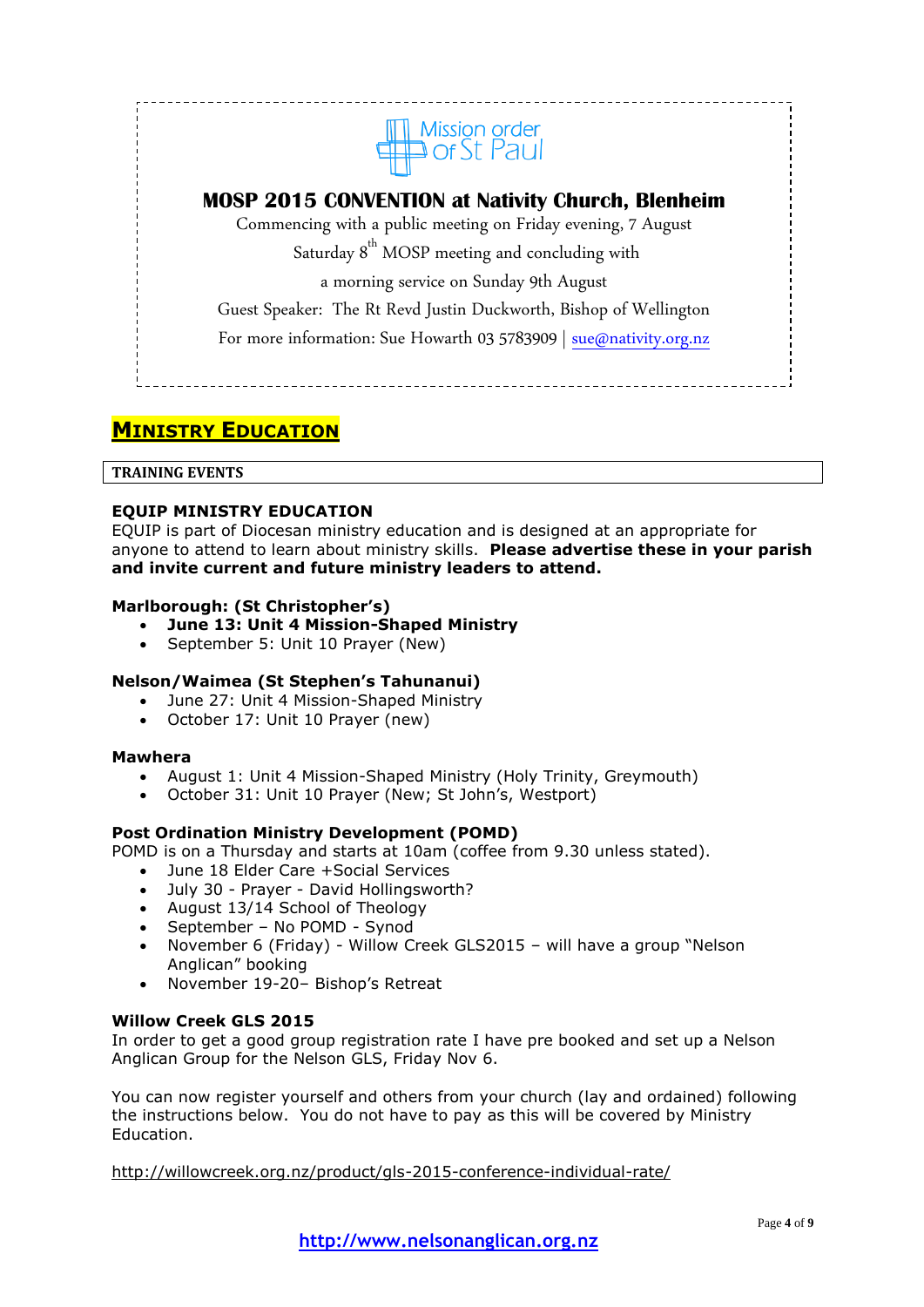Mission order of St Paul

## MOSP 2015 CONVENTION at Nativity Church, Blenheim

Commencing with a public meeting on Friday evening, 7 August

Saturday 8th MOSP meeting and concluding with

a morning service on Sunday 9th August

Guest Speaker: The Rt Revd Justin Duckworth, Bishop of Wellington

For more information: Sue Howarth 03 5783909 | sue@nativity.org.nz

# MINISTRY EDUCATION

**TRAINING EVENTS**

### EQUIP MINISTRY EDUCATION

EQUIP is part of Diocesan ministry education and is designed at an appropriate for anyone to attend to learn about ministry skills. **Please advertise these in your parish and invite current and future ministry leaders to attend.**

**Marlborough: (St Christopher's)**

- **June 13: Unit 4 Mission-Shaped Ministry**
- September 5: Unit 10 Prayer (New)

**Nelson/Waimea (St Stephen's Tahunanui)**

- June 27: Unit 4 Mission-Shaped Ministry
- October 17: Unit 10 Prayer (new)

**Mawhera**

- August 1: Unit 4 Mission-Shaped Ministry (Holy Trinity, Greymouth)
- October 31: Unit 10 Prayer (New; St John's, Westport)

### Post Ordination Ministry Development (POMD)

POMD is on a Thursday and starts at 10am (coffee from 9.30 unless stated).

- June 18 Elder Care +Social Services
- July 30 - Prayer - David Hollingsworth?
- August 13/14 School of Theology
- September – No POMD - Synod
- November 6 (Friday) - Willow Creek GLS2015 – will have a group "Nelson Anglican" booking
- November 19-20– Bishop's Retreat

### Willow Creek GLS 2015

In order to get a good group registration rate I have pre booked and set up a Nelson Anglican Group for the Nelson GLS, Friday Nov 6.

You can now register yourself and others from your church (lay and ordained) following the instructions below. You do not have to pay as this will be covered by Ministry Education.

http://willowcreek.org.nz/product/gls-2015-conference-individual-rate/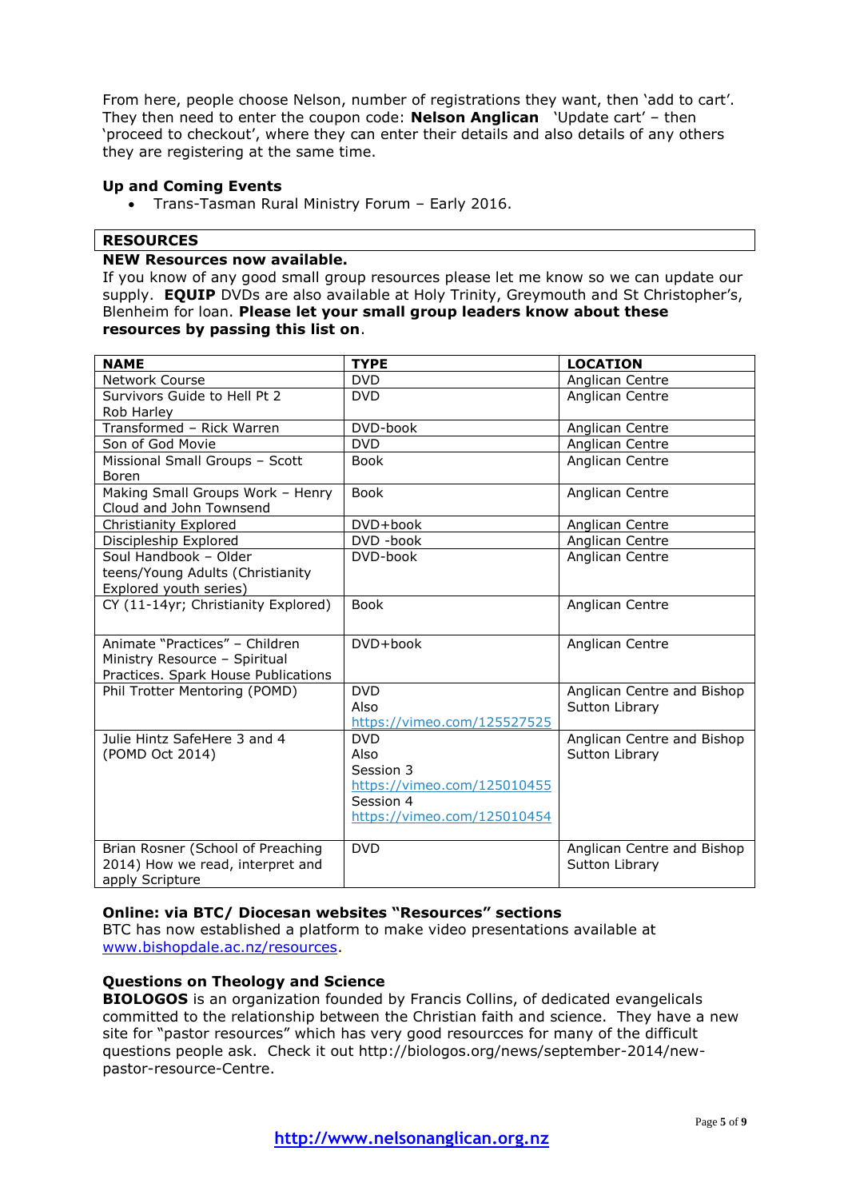From here, people choose Nelson, number of registrations they want, then 'add to cart'. They then need to enter the coupon code: **Nelson Anglican** 'Update cart' – then 'proceed to checkout', where they can enter their details and also details of any others they are registering at the same time.

### Up and Coming Events

- Trans-Tasman Rural Ministry Forum – Early 2016.

## RESOURCES

**NEW Resources now available.**

If you know of any good small group resources please let me know so we can update our supply. **EQUIP** DVDs are also available at Holy Trinity, Greymouth and St Christopher's, Blenheim for loan. **Please let your small group leaders know about these resources by passing this list on**.

| NAME | TYPE | LOCATION |
|---|---|---|
| Network Course | DVD | Anglican Centre |
| Survivors Guide to Hell Pt 2 Rob Harley | DVD | Anglican Centre |
| Transformed – Rick Warren | DVD-book | Anglican Centre |
| Son of God Movie | DVD | Anglican Centre |
| Missional Small Groups – Scott Boren | Book | Anglican Centre |
| Making Small Groups Work – Henry Cloud and John Townsend | Book | Anglican Centre |
| Christianity Explored | DVD+book | Anglican Centre |
| Discipleship Explored | DVD -book | Anglican Centre |
| Soul Handbook – Older teens/Young Adults (Christianity Explored youth series) | DVD-book | Anglican Centre |
| CY (11-14yr; Christianity Explored) | Book | Anglican Centre |
| Animate "Practices" – Children Ministry Resource – Spiritual Practices. Spark House Publications | DVD+book | Anglican Centre |
| Phil Trotter Mentoring (POMD) | DVD Also https://vimeo.com/125527525 | Anglican Centre and Bishop Sutton Library |
| Julie Hintz SafeHere 3 and 4 (POMD Oct 2014) | DVD Also Session 3 https://vimeo.com/125010455 Session 4 https://vimeo.com/125010454 | Anglican Centre and Bishop Sutton Library |
| Brian Rosner (School of Preaching 2014) How we read, interpret and apply Scripture | DVD | Anglican Centre and Bishop Sutton Library |

### Online: via BTC/ Diocesan websites "Resources" sections

BTC has now established a platform to make video presentations available at www.bishopdale.ac.nz/resources.

### Questions on Theology and Science

**BIOLOGOS** is an organization founded by Francis Collins, of dedicated evangelicals committed to the relationship between the Christian faith and science. They have a new site for "pastor resources" which has very good resourcces for many of the difficult questions people ask. Check it out http://biologos.org/news/september-2014/new-pastor-resource-Centre.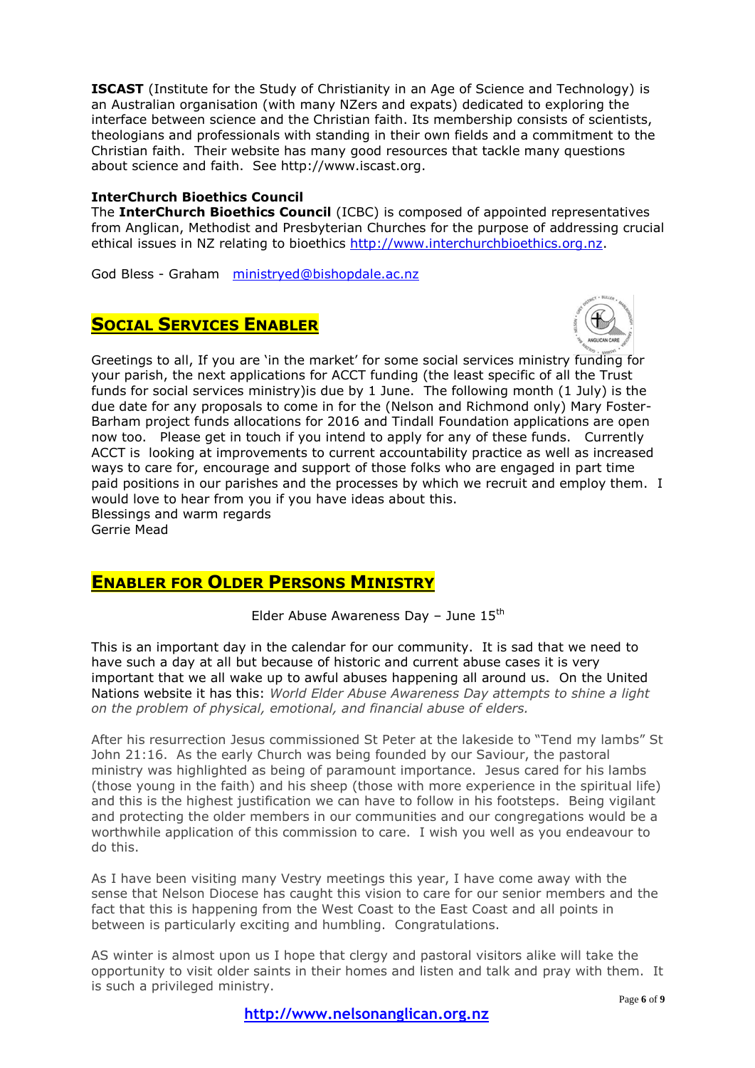**ISCAST** (Institute for the Study of Christianity in an Age of Science and Technology) is an Australian organisation (with many NZers and expats) dedicated to exploring the interface between science and the Christian faith. Its membership consists of scientists, theologians and professionals with standing in their own fields and a commitment to the Christian faith. Their website has many good resources that tackle many questions about science and faith. See http://www.iscast.org.

**InterChurch Bioethics Council**

The **InterChurch Bioethics Council** (ICBC) is composed of appointed representatives from Anglican, Methodist and Presbyterian Churches for the purpose of addressing crucial ethical issues in NZ relating to bioethics http://www.interchurchbioethics.org.nz.

God Bless - Graham ministryed@bishopdale.ac.nz

## Social Services Enabler

Greetings to all, If you are 'in the market' for some social services ministry funding for your parish, the next applications for ACCT funding (the least specific of all the Trust funds for social services ministry)is due by 1 June. The following month (1 July) is the due date for any proposals to come in for the (Nelson and Richmond only) Mary Foster-Barham project funds allocations for 2016 and Tindall Foundation applications are open now too. Please get in touch if you intend to apply for any of these funds. Currently ACCT is looking at improvements to current accountability practice as well as increased ways to care for, encourage and support of those folks who are engaged in part time paid positions in our parishes and the processes by which we recruit and employ them. I would love to hear from you if you have ideas about this.
Blessings and warm regards
Gerrie Mead

## Enabler for Older Persons Ministry

Elder Abuse Awareness Day – June 15th

This is an important day in the calendar for our community. It is sad that we need to have such a day at all but because of historic and current abuse cases it is very important that we all wake up to awful abuses happening all around us. On the United Nations website it has this: *World Elder Abuse Awareness Day attempts to shine a light on the problem of physical, emotional, and financial abuse of elders.*

After his resurrection Jesus commissioned St Peter at the lakeside to "Tend my lambs" St John 21:16. As the early Church was being founded by our Saviour, the pastoral ministry was highlighted as being of paramount importance. Jesus cared for his lambs (those young in the faith) and his sheep (those with more experience in the spiritual life) and this is the highest justification we can have to follow in his footsteps. Being vigilant and protecting the older members in our communities and our congregations would be a worthwhile application of this commission to care. I wish you well as you endeavour to do this.

As I have been visiting many Vestry meetings this year, I have come away with the sense that Nelson Diocese has caught this vision to care for our senior members and the fact that this is happening from the West Coast to the East Coast and all points in between is particularly exciting and humbling. Congratulations.

AS winter is almost upon us I hope that clergy and pastoral visitors alike will take the opportunity to visit older saints in their homes and listen and talk and pray with them. It is such a privileged ministry.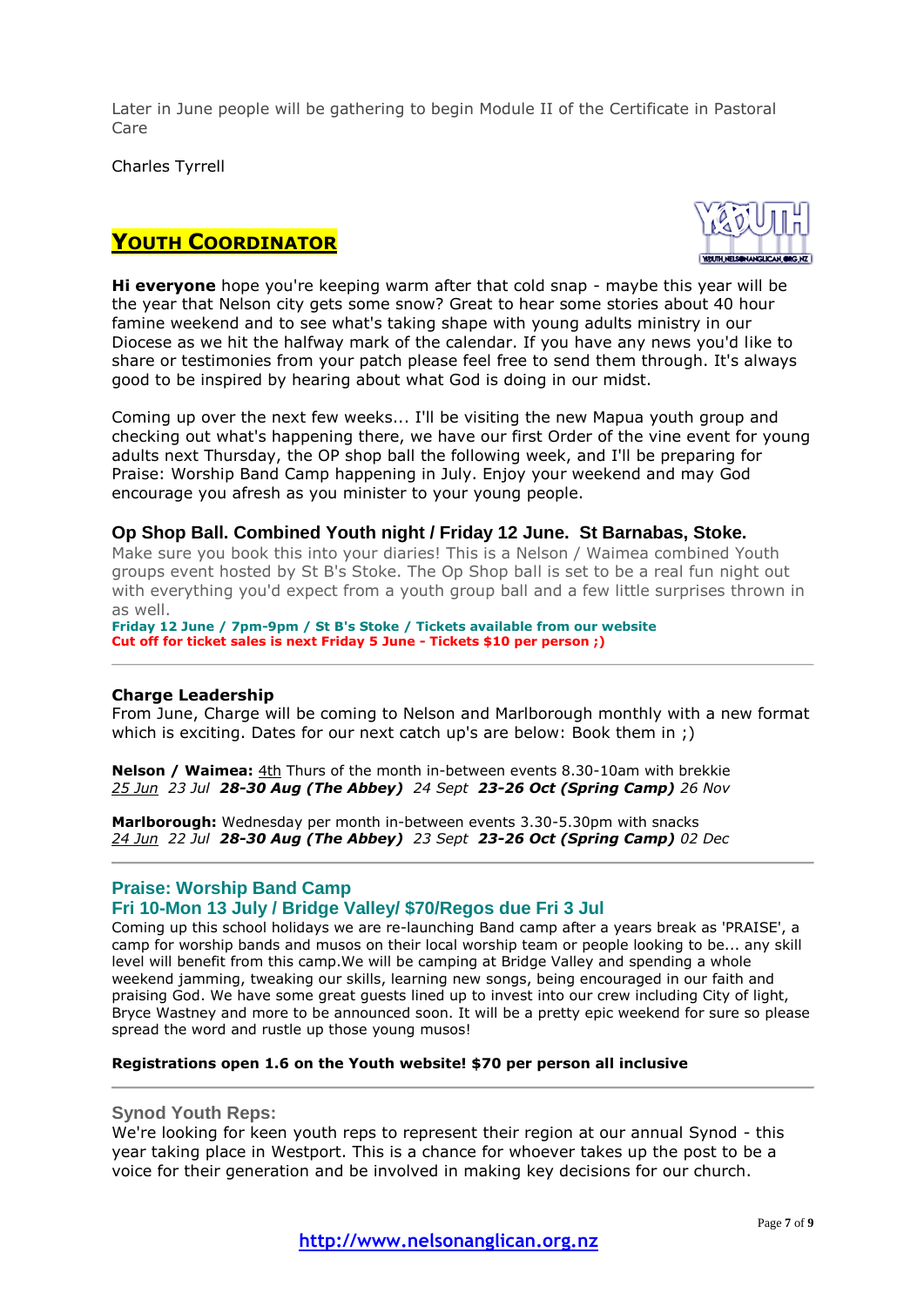Later in June people will be gathering to begin Module II of the Certificate in Pastoral Care

Charles Tyrrell

## YOUTH COORDINATOR

**Hi everyone** hope you're keeping warm after that cold snap - maybe this year will be the year that Nelson city gets some snow? Great to hear some stories about 40 hour famine weekend and to see what's taking shape with young adults ministry in our Diocese as we hit the halfway mark of the calendar. If you have any news you'd like to share or testimonies from your patch please feel free to send them through. It's always good to be inspired by hearing about what God is doing in our midst.

Coming up over the next few weeks... I'll be visiting the new Mapua youth group and checking out what's happening there, we have our first Order of the vine event for young adults next Thursday, the OP shop ball the following week, and I'll be preparing for Praise: Worship Band Camp happening in July. Enjoy your weekend and may God encourage you afresh as you minister to your young people.

### Op Shop Ball. Combined Youth night / Friday 12 June. St Barnabas, Stoke.

Make sure you book this into your diaries! This is a Nelson / Waimea combined Youth groups event hosted by St B's Stoke. The Op Shop ball is set to be a real fun night out with everything you'd expect from a youth group ball and a few little surprises thrown in as well.

**Friday 12 June / 7pm-9pm / St B's Stoke / Tickets available from our website**
**Cut off for ticket sales is next Friday 5 June - Tickets $10 per person ;)**

---

### Charge Leadership

From June, Charge will be coming to Nelson and Marlborough monthly with a new format which is exciting. Dates for our next catch up's are below: Book them in ;)

**Nelson / Waimea:** 4th Thurs of the month in-between events 8.30-10am with brekkie
*25 Jun* *23 Jul* ***28-30 Aug (The Abbey)*** *24 Sept* ***23-26 Oct (Spring Camp)*** *26 Nov*

**Marlborough:** Wednesday per month in-between events 3.30-5.30pm with snacks
*24 Jun* *22 Jul* ***28-30 Aug (The Abbey)*** *23 Sept* ***23-26 Oct (Spring Camp)*** *02 Dec*

---

### Praise: Worship Band Camp
### Fri 10-Mon 13 July / Bridge Valley/ $70/Regos due Fri 3 Jul

Coming up this school holidays we are re-launching Band camp after a years break as 'PRAISE', a camp for worship bands and musos on their local worship team or people looking to be... any skill level will benefit from this camp.We will be camping at Bridge Valley and spending a whole weekend jamming, tweaking our skills, learning new songs, being encouraged in our faith and praising God. We have some great guests lined up to invest into our crew including City of light, Bryce Wastney and more to be announced soon. It will be a pretty epic weekend for sure so please spread the word and rustle up those young musos!

**Registrations open 1.6 on the Youth website! $70 per person all inclusive**

---

### Synod Youth Reps:

We're looking for keen youth reps to represent their region at our annual Synod - this year taking place in Westport. This is a chance for whoever takes up the post to be a voice for their generation and be involved in making key decisions for our church.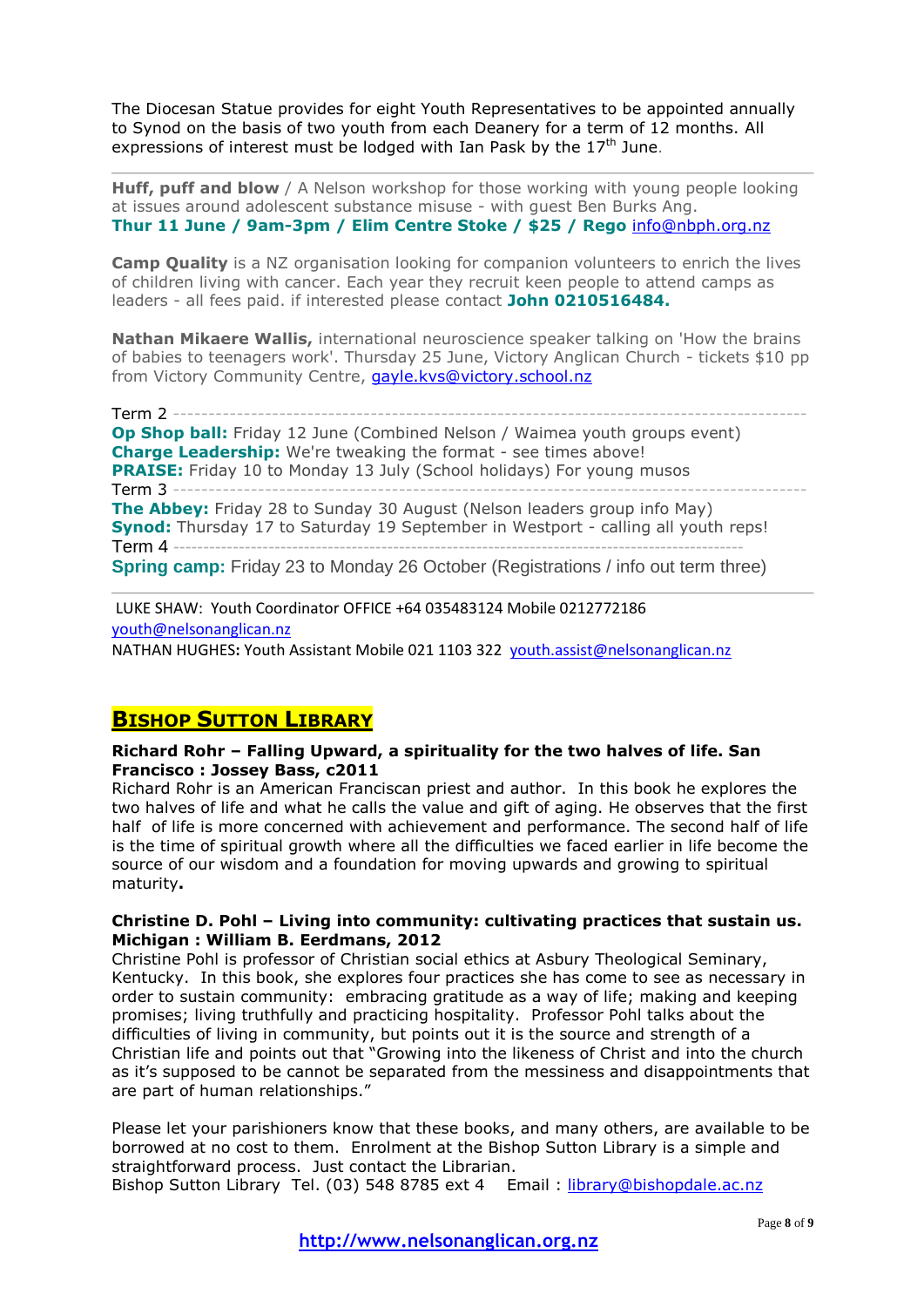The Diocesan Statue provides for eight Youth Representatives to be appointed annually to Synod on the basis of two youth from each Deanery for a term of 12 months. All expressions of interest must be lodged with Ian Pask by the 17th June.

---

**Huff, puff and blow** / A Nelson workshop for those working with young people looking at issues around adolescent substance misuse - with guest Ben Burks Ang.
**Thur 11 June / 9am-3pm / Elim Centre Stoke / $25 / Rego** info@nbph.org.nz

**Camp Quality** is a NZ organisation looking for companion volunteers to enrich the lives of children living with cancer. Each year they recruit keen people to attend camps as leaders - all fees paid. if interested please contact **John 0210516484.**

**Nathan Mikaere Wallis,** international neuroscience speaker talking on 'How the brains of babies to teenagers work'. Thursday 25 June, Victory Anglican Church - tickets $10 pp from Victory Community Centre, gayle.kvs@victory.school.nz

Term 2 ----------------------------------------

**Op Shop ball:** Friday 12 June (Combined Nelson / Waimea youth groups event)
**Charge Leadership:** We're tweaking the format - see times above!
**PRAISE:** Friday 10 to Monday 13 July (School holidays) For young musos

Term 3 ----------------------------------------

**The Abbey:** Friday 28 to Sunday 30 August (Nelson leaders group info May)
**Synod:** Thursday 17 to Saturday 19 September in Westport - calling all youth reps!

Term 4 ----------------------------------------

**Spring camp:** Friday 23 to Monday 26 October (Registrations / info out term three)

---

LUKE SHAW: Youth Coordinator OFFICE +64 035483124 Mobile 0212772186
youth@nelsonanglican.nz
NATHAN HUGHES: Youth Assistant Mobile 021 1103 322 youth.assist@nelsonanglican.nz

## Bishop Sutton Library

**Richard Rohr – Falling Upward, a spirituality for the two halves of life. San Francisco : Jossey Bass, c2011**
Richard Rohr is an American Franciscan priest and author. In this book he explores the two halves of life and what he calls the value and gift of aging. He observes that the first half of life is more concerned with achievement and performance. The second half of life is the time of spiritual growth where all the difficulties we faced earlier in life become the source of our wisdom and a foundation for moving upwards and growing to spiritual maturity**.**

**Christine D. Pohl – Living into community: cultivating practices that sustain us. Michigan : William B. Eerdmans, 2012**
Christine Pohl is professor of Christian social ethics at Asbury Theological Seminary, Kentucky. In this book, she explores four practices she has come to see as necessary in order to sustain community: embracing gratitude as a way of life; making and keeping promises; living truthfully and practicing hospitality. Professor Pohl talks about the difficulties of living in community, but points out it is the source and strength of a Christian life and points out that "Growing into the likeness of Christ and into the church as it's supposed to be cannot be separated from the messiness and disappointments that are part of human relationships."

Please let your parishioners know that these books, and many others, are available to be borrowed at no cost to them. Enrolment at the Bishop Sutton Library is a simple and straightforward process. Just contact the Librarian.
Bishop Sutton Library Tel. (03) 548 8785 ext 4 Email : library@bishopdale.ac.nz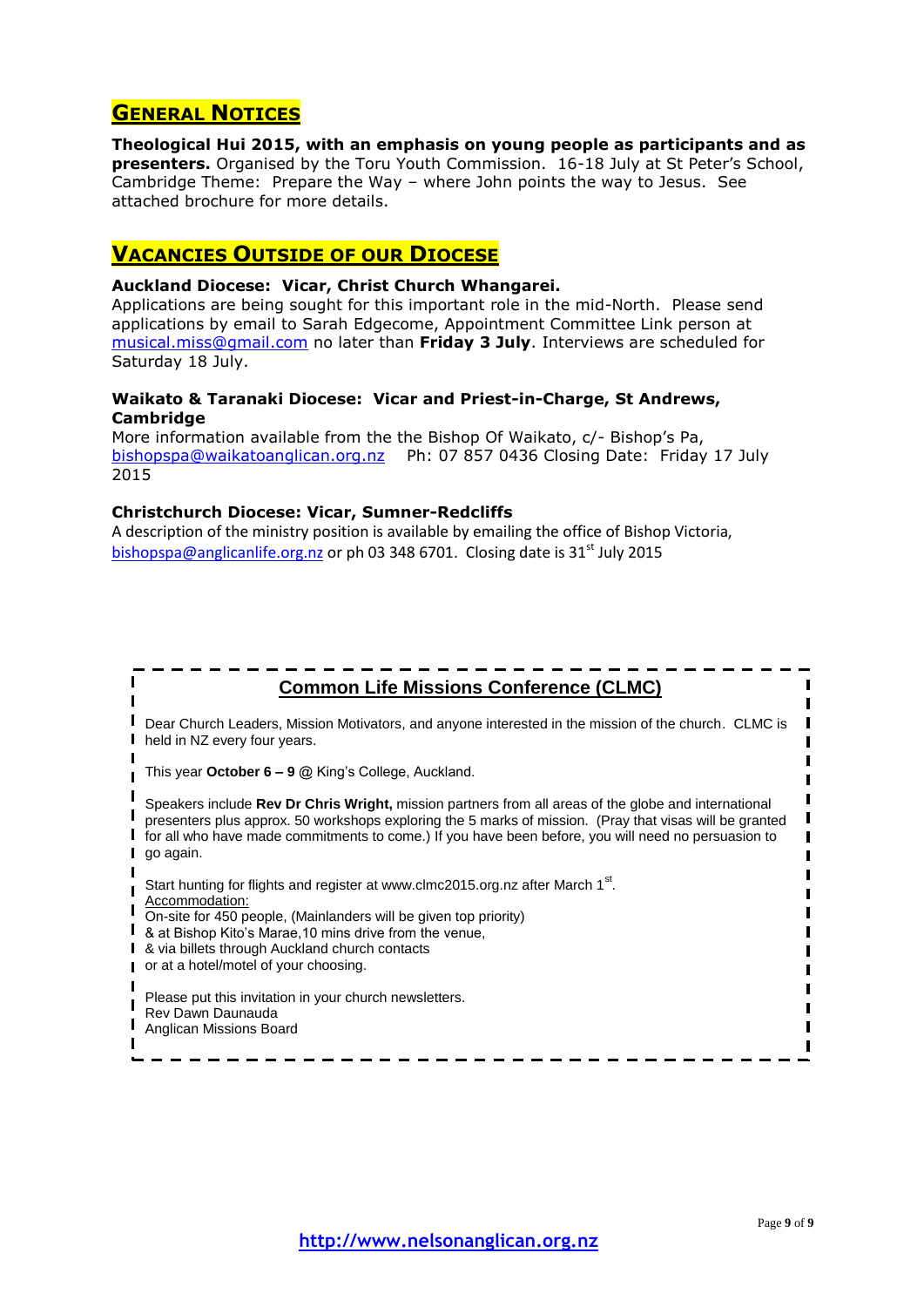## General Notices

**Theological Hui 2015, with an emphasis on young people as participants and as presenters.** Organised by the Toru Youth Commission. 16-18 July at St Peter's School, Cambridge Theme: Prepare the Way – where John points the way to Jesus. See attached brochure for more details.

## Vacancies Outside of our Diocese

**Auckland Diocese: Vicar, Christ Church Whangarei.**
Applications are being sought for this important role in the mid-North. Please send applications by email to Sarah Edgecome, Appointment Committee Link person at musical.miss@gmail.com no later than **Friday 3 July**. Interviews are scheduled for Saturday 18 July.

**Waikato & Taranaki Diocese: Vicar and Priest-in-Charge, St Andrews, Cambridge**
More information available from the the Bishop Of Waikato, c/- Bishop's Pa, bishopspa@waikatoanglican.org.nz Ph: 07 857 0436 Closing Date: Friday 17 July 2015

**Christchurch Diocese: Vicar, Sumner-Redcliffs**
A description of the ministry position is available by emailing the office of Bishop Victoria, bishopspa@anglicanlife.org.nz or ph 03 348 6701. Closing date is 31st July 2015

### Common Life Missions Conference (CLMC)

Dear Church Leaders, Mission Motivators, and anyone interested in the mission of the church. CLMC is held in NZ every four years.

This year **October 6 – 9** @ King's College, Auckland.

Speakers include **Rev Dr Chris Wright,** mission partners from all areas of the globe and international presenters plus approx. 50 workshops exploring the 5 marks of mission. (Pray that visas will be granted for all who have made commitments to come.) If you have been before, you will need no persuasion to go again.

Start hunting for flights and register at www.clmc2015.org.nz after March 1st.
Accommodation:
On-site for 450 people, (Mainlanders will be given top priority)
& at Bishop Kito's Marae,10 mins drive from the venue,
& via billets through Auckland church contacts
or at a hotel/motel of your choosing.

Please put this invitation in your church newsletters.
Rev Dawn Daunauda
Anglican Missions Board

http://www.nelsonanglican.org.nz